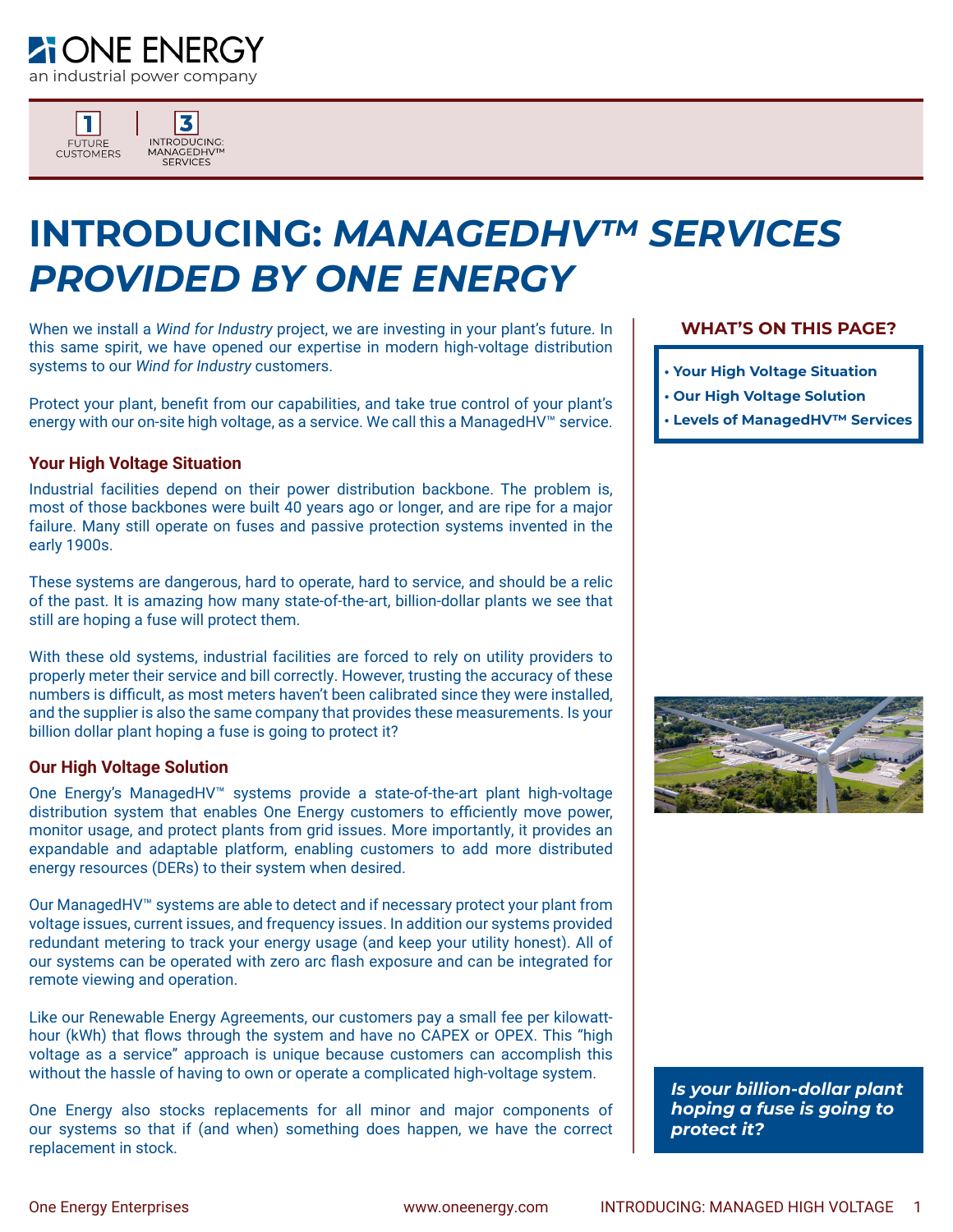ONE ENERGY

an industrial power company

1 FUTURE CUSTOMERS | 3 INTRODUCING: MANAGEDHV™ SERVICES

# INTRODUCING: *MANAGEDHV™ SERVICES PROVIDED BY ONE ENERGY*

When we install a *Wind for Industry* project, we are investing in your plant's future. In this same spirit, we have opened our expertise in modern high-voltage distribution systems to our *Wind for Industry* customers.

Protect your plant, benefit from our capabilities, and take true control of your plant's energy with our on-site high voltage, as a service. We call this a ManagedHV™ service.

**WHAT'S ON THIS PAGE?**

- Your High Voltage Situation
- Our High Voltage Solution
- Levels of ManagedHV™ Services

## Your High Voltage Situation

Industrial facilities depend on their power distribution backbone. The problem is, most of those backbones were built 40 years ago or longer, and are ripe for a major failure. Many still operate on fuses and passive protection systems invented in the early 1900s.

These systems are dangerous, hard to operate, hard to service, and should be a relic of the past. It is amazing how many state-of-the-art, billion-dollar plants we see that still are hoping a fuse will protect them.

With these old systems, industrial facilities are forced to rely on utility providers to properly meter their service and bill correctly. However, trusting the accuracy of these numbers is difficult, as most meters haven't been calibrated since they were installed, and the supplier is also the same company that provides these measurements. Is your billion dollar plant hoping a fuse is going to protect it?

## Our High Voltage Solution

One Energy's ManagedHV™ systems provide a state-of-the-art plant high-voltage distribution system that enables One Energy customers to efficiently move power, monitor usage, and protect plants from grid issues. More importantly, it provides an expandable and adaptable platform, enabling customers to add more distributed energy resources (DERs) to their system when desired.

Our ManagedHV™ systems are able to detect and if necessary protect your plant from voltage issues, current issues, and frequency issues. In addition our systems provided redundant metering to track your energy usage (and keep your utility honest). All of our systems can be operated with zero arc flash exposure and can be integrated for remote viewing and operation.

Like our Renewable Energy Agreements, our customers pay a small fee per kilowatt-hour (kWh) that flows through the system and have no CAPEX or OPEX. This "high voltage as a service" approach is unique because customers can accomplish this without the hassle of having to own or operate a complicated high-voltage system.

One Energy also stocks replacements for all minor and major components of our systems so that if (and when) something does happen, we have the correct replacement in stock.

***Is your billion-dollar plant hoping a fuse is going to protect it?***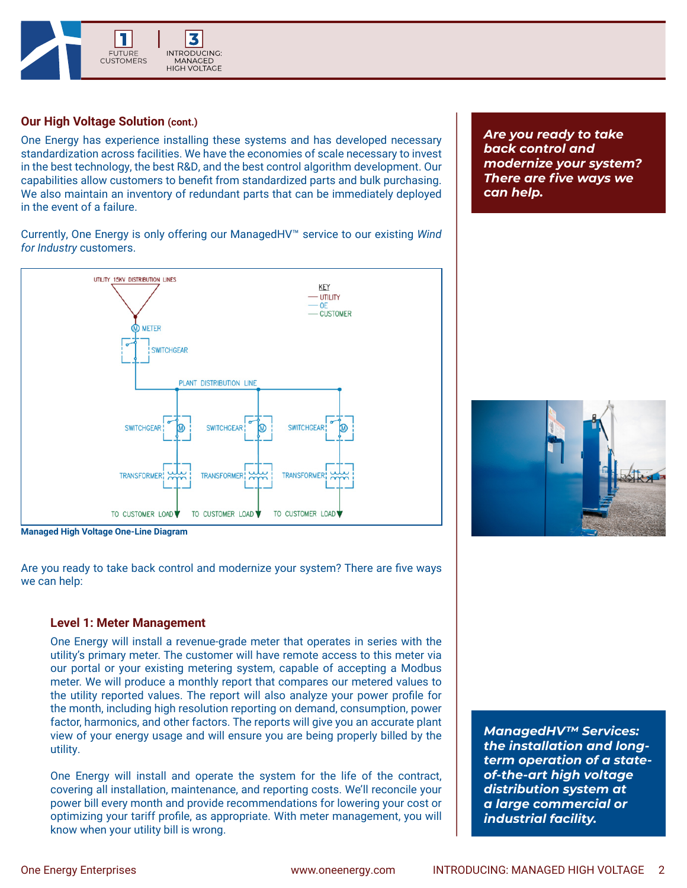### Our High Voltage Solution (cont.)

One Energy has experience installing these systems and has developed necessary standardization across facilities. We have the economies of scale necessary to invest in the best technology, the best R&D, and the best control algorithm development. Our capabilities allow customers to benefit from standardized parts and bulk purchasing. We also maintain an inventory of redundant parts that can be immediately deployed in the event of a failure.

Currently, One Energy is only offering our ManagedHV™ service to our existing *Wind for Industry* customers.

**Managed High Voltage One-Line Diagram**

Are you ready to take back control and modernize your system? There are five ways we can help:

#### Level 1: Meter Management

One Energy will install a revenue-grade meter that operates in series with the utility's primary meter. The customer will have remote access to this meter via our portal or your existing metering system, capable of accepting a Modbus meter. We will produce a monthly report that compares our metered values to the utility reported values. The report will also analyze your power profile for the month, including high resolution reporting on demand, consumption, power factor, harmonics, and other factors. The reports will give you an accurate plant view of your energy usage and will ensure you are being properly billed by the utility.

One Energy will install and operate the system for the life of the contract, covering all installation, maintenance, and reporting costs. We'll reconcile your power bill every month and provide recommendations for lowering your cost or optimizing your tariff profile, as appropriate. With meter management, you will know when your utility bill is wrong.

***Are you ready to take back control and modernize your system? There are five ways we can help.***

***ManagedHV™ Services: the installation and long-term operation of a state-of-the-art high voltage distribution system at a large commercial or industrial facility.***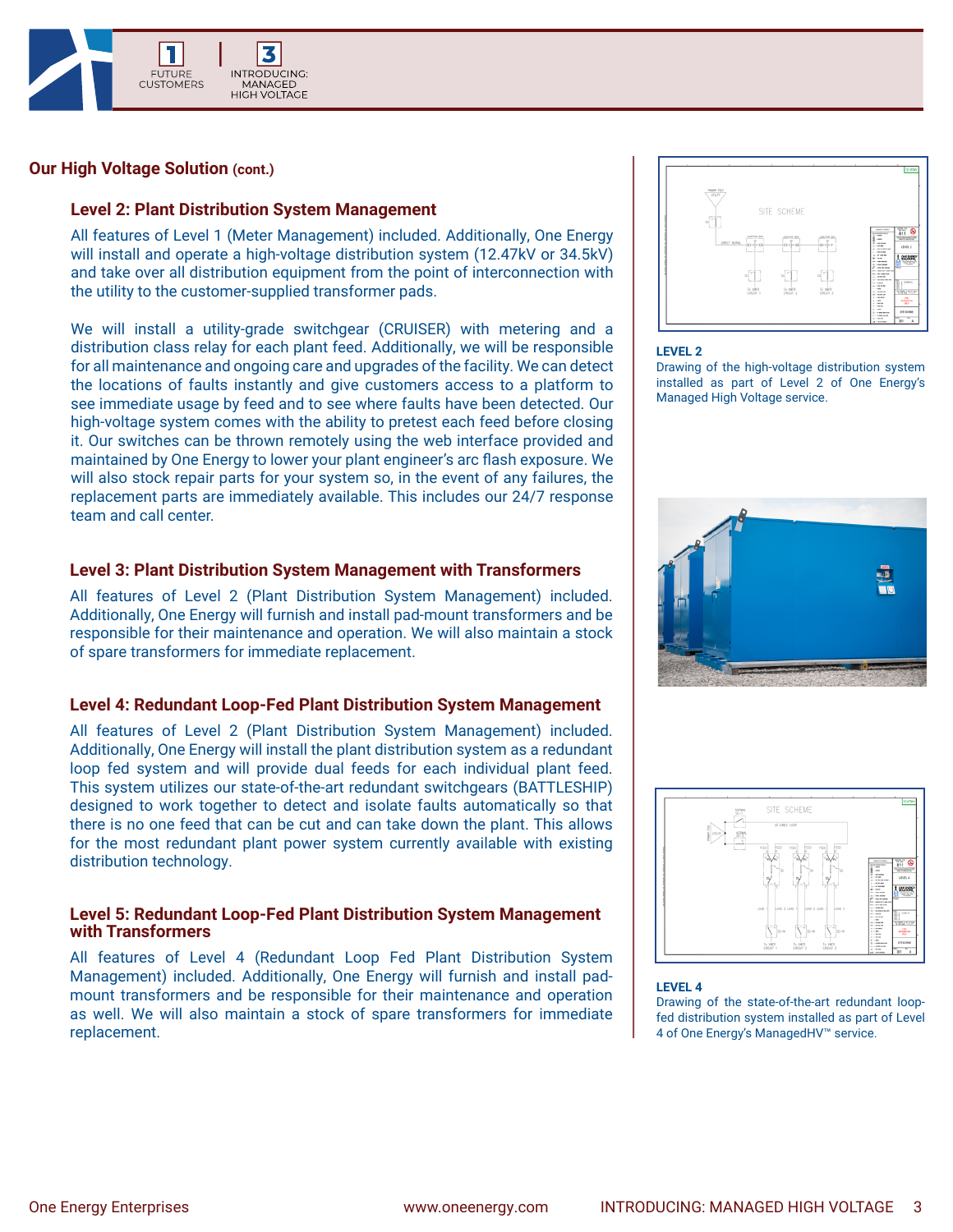## Our High Voltage Solution (cont.)

### Level 2: Plant Distribution System Management

All features of Level 1 (Meter Management) included. Additionally, One Energy will install and operate a high-voltage distribution system (12.47kV or 34.5kV) and take over all distribution equipment from the point of interconnection with the utility to the customer-supplied transformer pads.

We will install a utility-grade switchgear (CRUISER) with metering and a distribution class relay for each plant feed. Additionally, we will be responsible for all maintenance and ongoing care and upgrades of the facility. We can detect the locations of faults instantly and give customers access to a platform to see immediate usage by feed and to see where faults have been detected. Our high-voltage system comes with the ability to pretest each feed before closing it. Our switches can be thrown remotely using the web interface provided and maintained by One Energy to lower your plant engineer's arc flash exposure. We will also stock repair parts for your system so, in the event of any failures, the replacement parts are immediately available. This includes our 24/7 response team and call center.

### Level 3: Plant Distribution System Management with Transformers

All features of Level 2 (Plant Distribution System Management) included. Additionally, One Energy will furnish and install pad-mount transformers and be responsible for their maintenance and operation. We will also maintain a stock of spare transformers for immediate replacement.

### Level 4: Redundant Loop-Fed Plant Distribution System Management

All features of Level 2 (Plant Distribution System Management) included. Additionally, One Energy will install the plant distribution system as a redundant loop fed system and will provide dual feeds for each individual plant feed. This system utilizes our state-of-the-art redundant switchgears (BATTLESHIP) designed to work together to detect and isolate faults automatically so that there is no one feed that can be cut and can take down the plant. This allows for the most redundant plant power system currently available with existing distribution technology.

### Level 5: Redundant Loop-Fed Plant Distribution System Management with Transformers

All features of Level 4 (Redundant Loop Fed Plant Distribution System Management) included. Additionally, One Energy will furnish and install pad-mount transformers and be responsible for their maintenance and operation as well. We will also maintain a stock of spare transformers for immediate replacement.

**LEVEL 2**
Drawing of the high-voltage distribution system installed as part of Level 2 of One Energy's Managed High Voltage service.

**LEVEL 4**
Drawing of the state-of-the-art redundant loop-fed distribution system installed as part of Level 4 of One Energy's ManagedHV™ service.